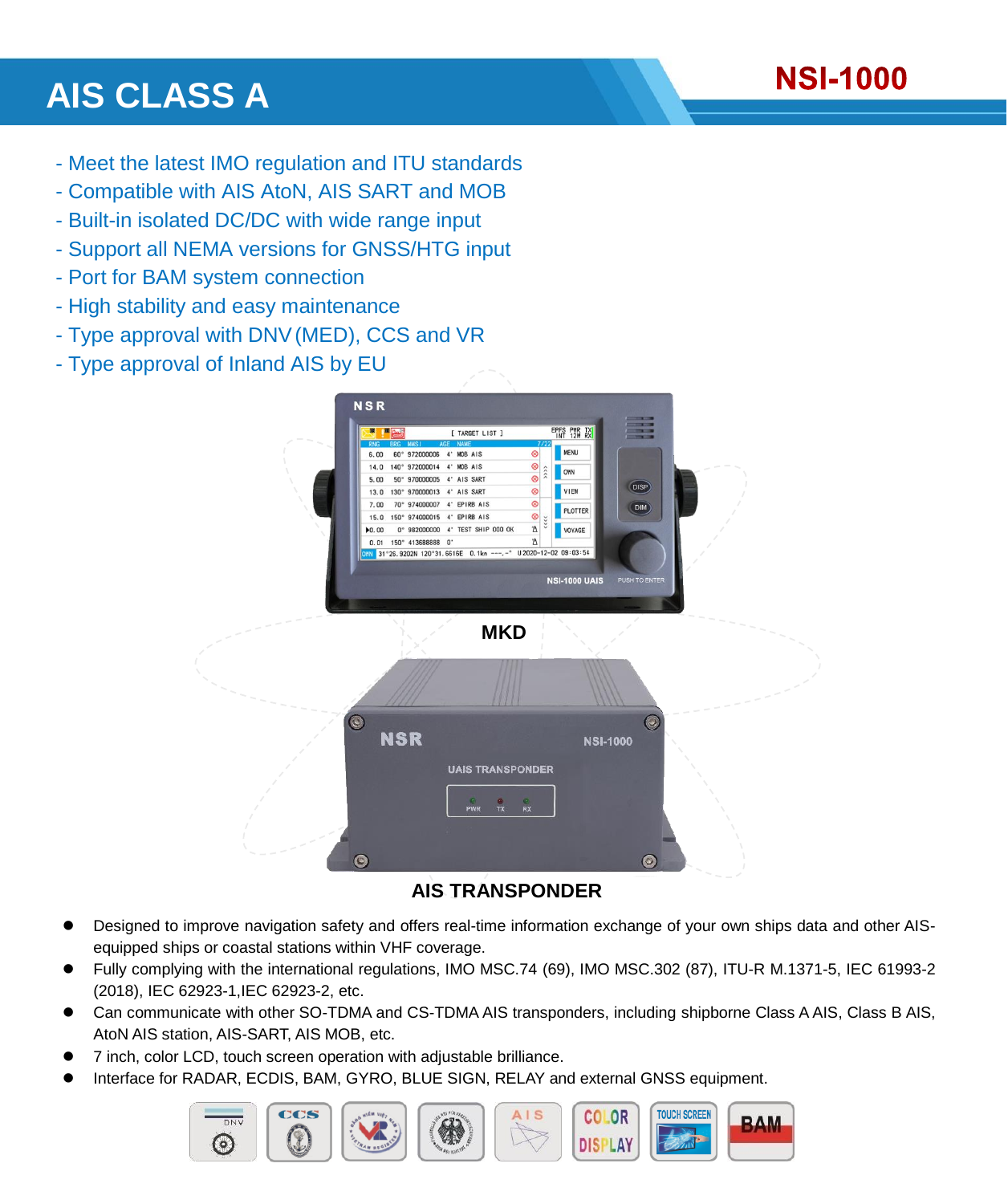# AIS CLASS A

## NSI-1000

- Meet the latest IMO regulation and ITU standards
- Compatible with AIS AtoN, AIS SART and MOB
- Built-in isolated DC/DC with wide range input
- Support all NEMA versions for GNSS/HTG input
- Port for BAM system connection
- High stability and easy maintenance
- Type approval with DNV (MED), CCS and VR
- Type approval of Inland AIS by EU

**MKD**

**AIS TRANSPONDER**

- Designed to improve navigation safety and offers real-time information exchange of your own ships data and other AIS-equipped ships or coastal stations within VHF coverage.
- Fully complying with the international regulations, IMO MSC.74 (69), IMO MSC.302 (87), ITU-R M.1371-5, IEC 61993-2 (2018), IEC 62923-1,IEC 62923-2, etc.
- Can communicate with other SO-TDMA and CS-TDMA AIS transponders, including shipborne Class A AIS, Class B AIS, AtoN AIS station, AIS-SART, AIS MOB, etc.
- 7 inch, color LCD, touch screen operation with adjustable brilliance.
- Interface for RADAR, ECDIS, BAM, GYRO, BLUE SIGN, RELAY and external GNSS equipment.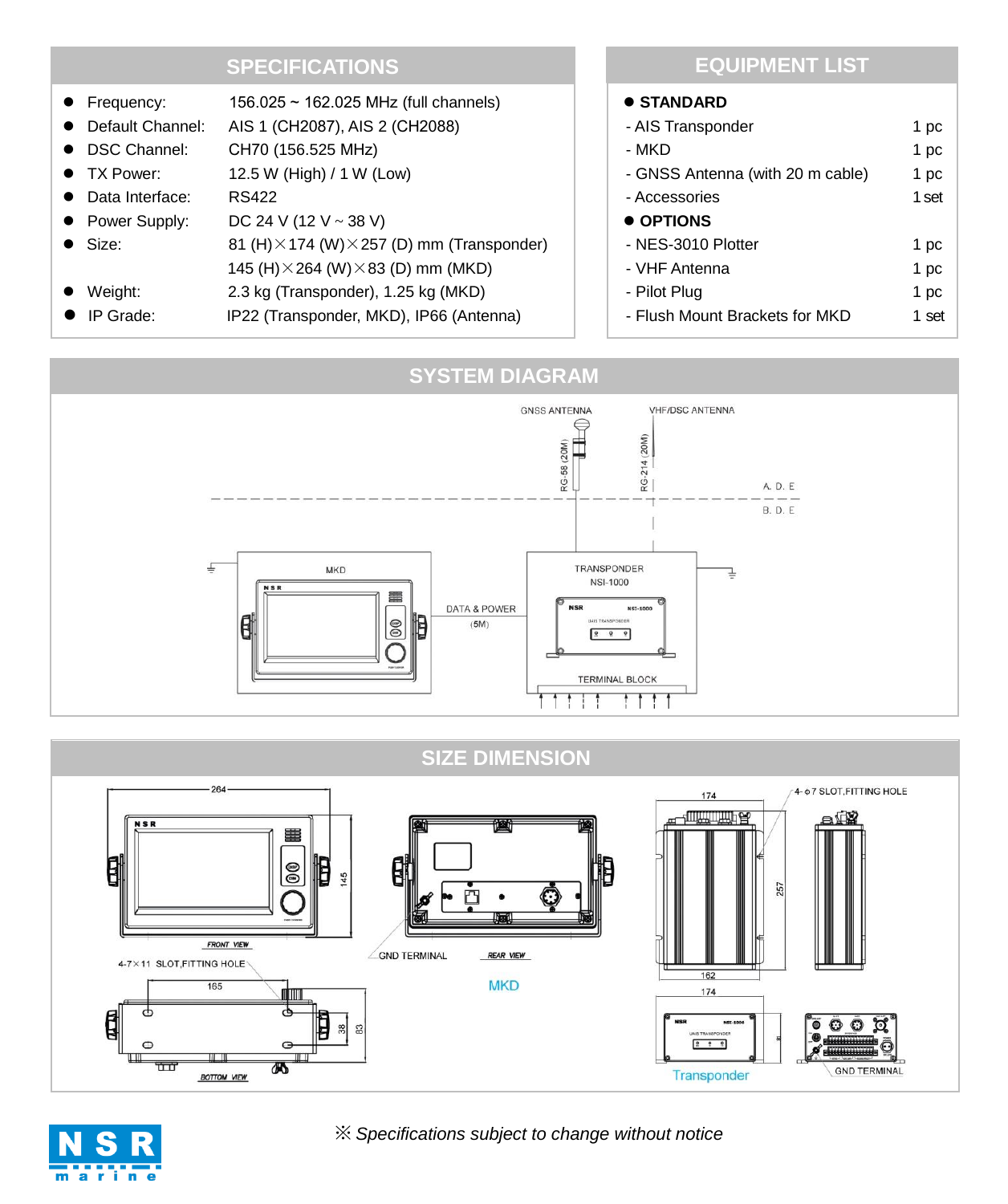## SPECIFICATIONS

| | |
|---|---|
| Frequency: | 156.025 ~ 162.025 MHz (full channels) |
| Default Channel: | AIS 1 (CH2087), AIS 2 (CH2088) |
| DSC Channel: | CH70 (156.525 MHz) |
| TX Power: | 12.5 W (High) / 1 W (Low) |
| Data Interface: | RS422 |
| Power Supply: | DC 24 V (12 V ~ 38 V) |
| Size: | 81 (H)×174 (W)×257 (D) mm (Transponder)<br>145 (H)×264 (W)×83 (D) mm (MKD) |
| Weight: | 2.3 kg (Transponder), 1.25 kg (MKD) |
| IP Grade: | IP22 (Transponder, MKD), IP66 (Antenna) |

## EQUIPMENT LIST

| | |
|---|---|
| **STANDARD** | |
| - AIS Transponder | 1 pc |
| - MKD | 1 pc |
| - GNSS Antenna (with 20 m cable) | 1 pc |
| - Accessories | 1 set |
| **OPTIONS** | |
| - NES-3010 Plotter | 1 pc |
| - VHF Antenna | 1 pc |
| - Pilot Plug | 1 pc |
| - Flush Mount Brackets for MKD | 1 set |

## SYSTEM DIAGRAM

GNSS ANTENNA

VHF/DSC ANTENNA

RG-58 (20M)

RG-214 (20M)

A. D. E

B. D. E

MKD

DATA & POWER

(5M)

TRANSPONDER

NSI-1000

TERMINAL BLOCK

## SIZE DIMENSION

264

145

FRONT VIEW

4-7×11 SLOT,FITTING HOLE

165

38

83

BOTTOM VIEW

GND TERMINAL

REAR VIEW

MKD

174

4-φ7 SLOT,FITTING HOLE

257

162

174

GND TERMINAL

Transponder

※ *Specifications subject to change without notice*